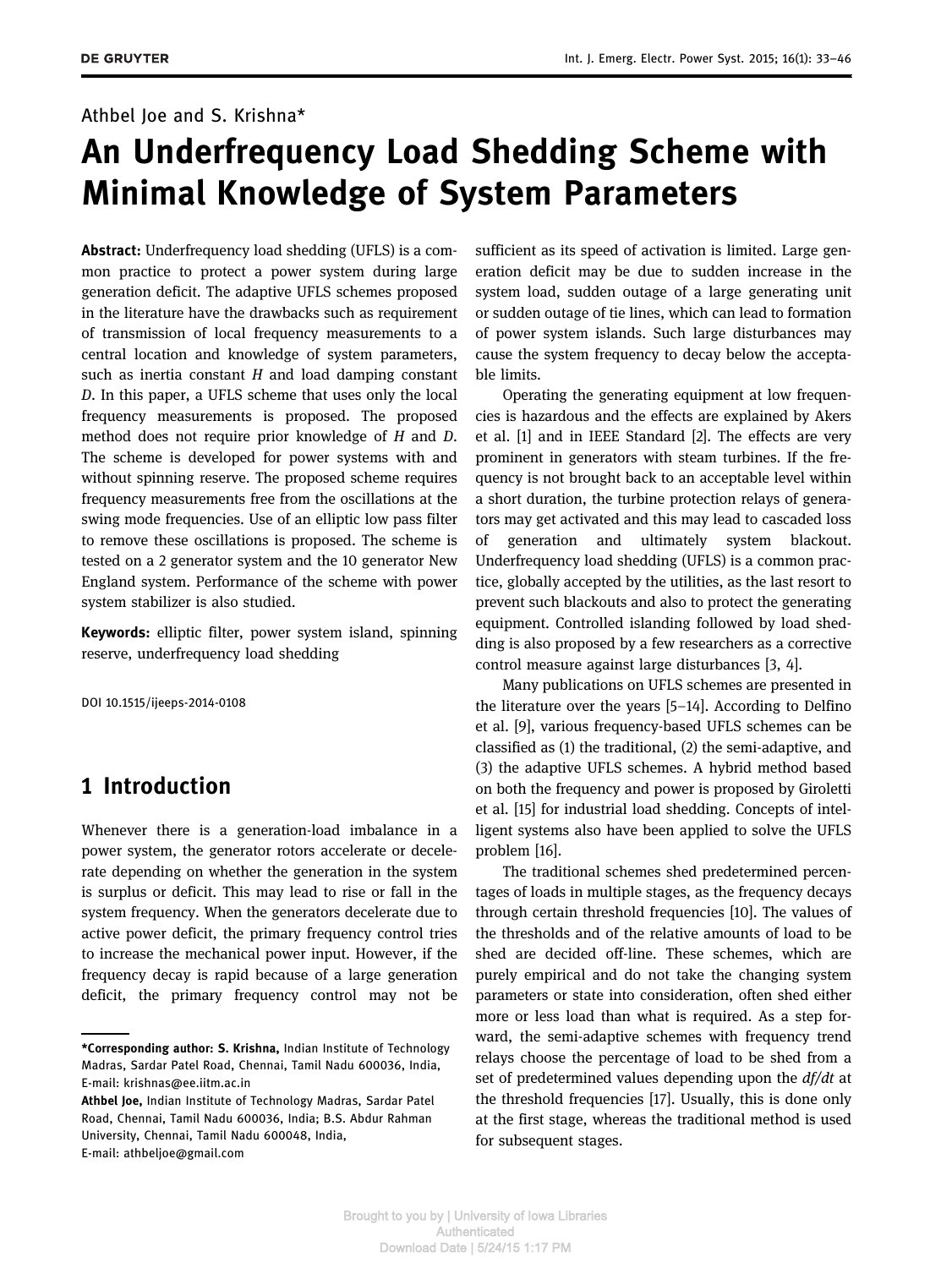Athbel Joe and S. Krishna*

# An Underfrequency Load Shedding Scheme with Minimal Knowledge of System Parameters

**Abstract:** Underfrequency load shedding (UFLS) is a common practice to protect a power system during large generation deficit. The adaptive UFLS schemes proposed in the literature have the drawbacks such as requirement of transmission of local frequency measurements to a central location and knowledge of system parameters, such as inertia constant $H$ and load damping constant $D$. In this paper, a UFLS scheme that uses only the local frequency measurements is proposed. The proposed method does not require prior knowledge of $H$ and $D$. The scheme is developed for power systems with and without spinning reserve. The proposed scheme requires frequency measurements free from the oscillations at the swing mode frequencies. Use of an elliptic low pass filter to remove these oscillations is proposed. The scheme is tested on a 2 generator system and the 10 generator New England system. Performance of the scheme with power system stabilizer is also studied.

**Keywords:** elliptic filter, power system island, spinning reserve, underfrequency load shedding

DOI 10.1515/ijeeps-2014-0108

## 1 Introduction

Whenever there is a generation-load imbalance in a power system, the generator rotors accelerate or decelerate depending on whether the generation in the system is surplus or deficit. This may lead to rise or fall in the system frequency. When the generators decelerate due to active power deficit, the primary frequency control tries to increase the mechanical power input. However, if the frequency decay is rapid because of a large generation deficit, the primary frequency control may not be sufficient as its speed of activation is limited. Large generation deficit may be due to sudden increase in the system load, sudden outage of a large generating unit or sudden outage of tie lines, which can lead to formation of power system islands. Such large disturbances may cause the system frequency to decay below the acceptable limits.

Operating the generating equipment at low frequencies is hazardous and the effects are explained by Akers et al. [1] and in IEEE Standard [2]. The effects are very prominent in generators with steam turbines. If the frequency is not brought back to an acceptable level within a short duration, the turbine protection relays of generators may get activated and this may lead to cascaded loss of generation and ultimately system blackout. Underfrequency load shedding (UFLS) is a common practice, globally accepted by the utilities, as the last resort to prevent such blackouts and also to protect the generating equipment. Controlled islanding followed by load shedding is also proposed by a few researchers as a corrective control measure against large disturbances [3, 4].

Many publications on UFLS schemes are presented in the literature over the years [5–14]. According to Delfino et al. [9], various frequency-based UFLS schemes can be classified as (1) the traditional, (2) the semi-adaptive, and (3) the adaptive UFLS schemes. A hybrid method based on both the frequency and power is proposed by Giroletti et al. [15] for industrial load shedding. Concepts of intelligent systems also have been applied to solve the UFLS problem [16].

The traditional schemes shed predetermined percentages of loads in multiple stages, as the frequency decays through certain threshold frequencies [10]. The values of the thresholds and of the relative amounts of load to be shed are decided off-line. These schemes, which are purely empirical and do not take the changing system parameters or state into consideration, often shed either more or less load than what is required. As a step forward, the semi-adaptive schemes with frequency trend relays choose the percentage of load to be shed from a set of predetermined values depending upon the *df/dt* at the threshold frequencies [17]. Usually, this is done only at the first stage, whereas the traditional method is used for subsequent stages.

---

***Corresponding author: S. Krishna,** Indian Institute of Technology Madras, Sardar Patel Road, Chennai, Tamil Nadu 600036, India, E-mail: krishnas@ee.iitm.ac.in

**Athbel Joe,** Indian Institute of Technology Madras, Sardar Patel Road, Chennai, Tamil Nadu 600036, India; B.S. Abdur Rahman University, Chennai, Tamil Nadu 600048, India, E-mail: athbeljoe@gmail.com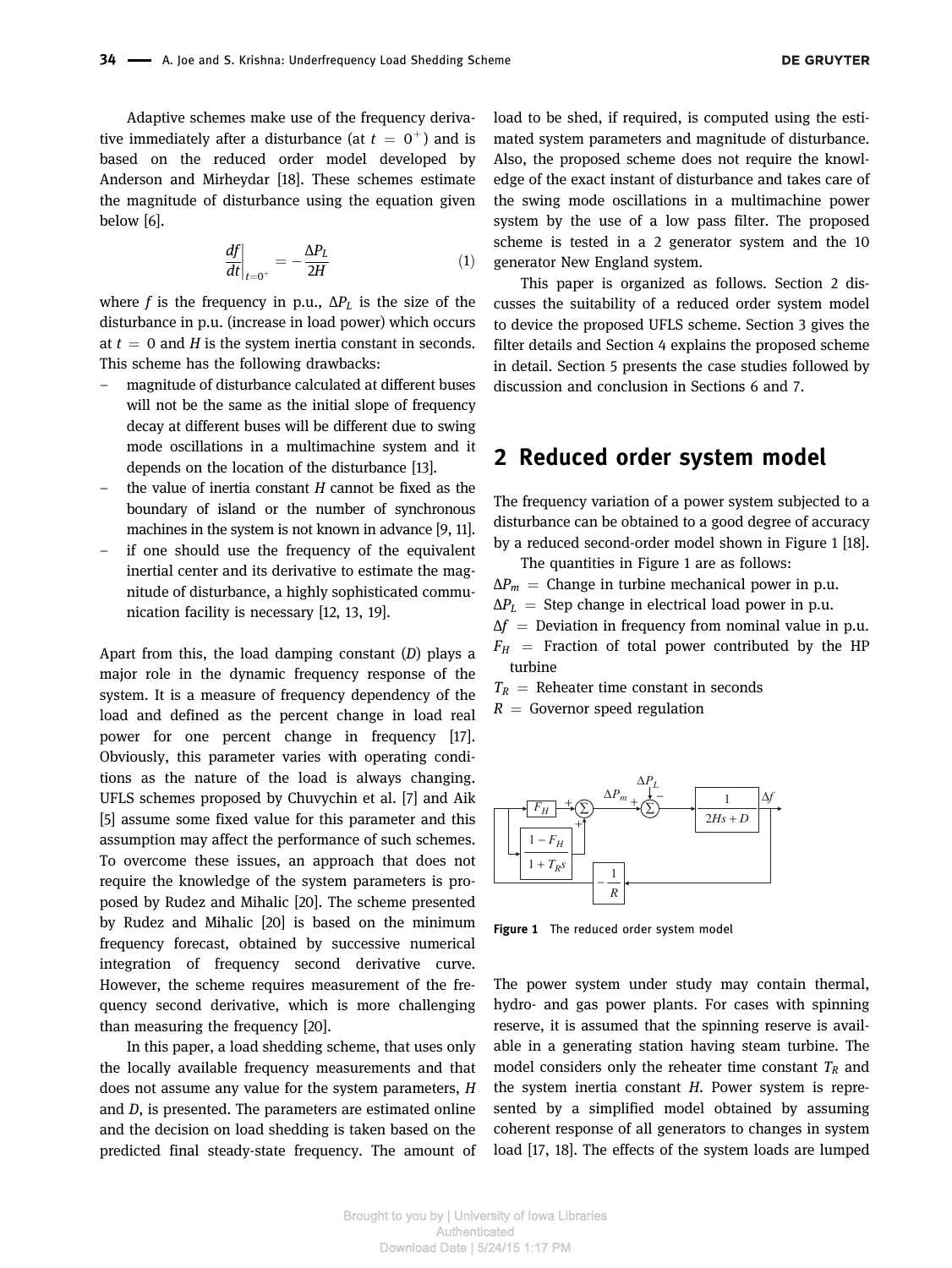Adaptive schemes make use of the frequency derivative immediately after a disturbance (at $t = 0^+$) and is based on the reduced order model developed by Anderson and Mirheydar [18]. These schemes estimate the magnitude of disturbance using the equation given below [6].

$$\left.\frac{df}{dt}\right|_{t=0^+} = -\frac{\Delta P_L}{2H} \tag{1}$$

where $f$ is the frequency in p.u., $\Delta P_L$ is the size of the disturbance in p.u. (increase in load power) which occurs at $t = 0$ and $H$ is the system inertia constant in seconds. This scheme has the following drawbacks:

- magnitude of disturbance calculated at different buses will not be the same as the initial slope of frequency decay at different buses will be different due to swing mode oscillations in a multimachine system and it depends on the location of the disturbance [13].
- the value of inertia constant $H$ cannot be fixed as the boundary of island or the number of synchronous machines in the system is not known in advance [9, 11].
- if one should use the frequency of the equivalent inertial center and its derivative to estimate the magnitude of disturbance, a highly sophisticated communication facility is necessary [12, 13, 19].

Apart from this, the load damping constant ($D$) plays a major role in the dynamic frequency response of the system. It is a measure of frequency dependency of the load and defined as the percent change in load real power for one percent change in frequency [17]. Obviously, this parameter varies with operating conditions as the nature of the load is always changing. UFLS schemes proposed by Chuvychin et al. [7] and Aik [5] assume some fixed value for this parameter and this assumption may affect the performance of such schemes. To overcome these issues, an approach that does not require the knowledge of the system parameters is proposed by Rudez and Mihalic [20]. The scheme presented by Rudez and Mihalic [20] is based on the minimum frequency forecast, obtained by successive numerical integration of frequency second derivative curve. However, the scheme requires measurement of the frequency second derivative, which is more challenging than measuring the frequency [20].

In this paper, a load shedding scheme, that uses only the locally available frequency measurements and that does not assume any value for the system parameters, $H$ and $D$, is presented. The parameters are estimated online and the decision on load shedding is taken based on the predicted final steady-state frequency. The amount of load to be shed, if required, is computed using the estimated system parameters and magnitude of disturbance. Also, the proposed scheme does not require the knowledge of the exact instant of disturbance and takes care of the swing mode oscillations in a multimachine power system by the use of a low pass filter. The proposed scheme is tested in a 2 generator system and the 10 generator New England system.

This paper is organized as follows. Section 2 discusses the suitability of a reduced order system model to device the proposed UFLS scheme. Section 3 gives the filter details and Section 4 explains the proposed scheme in detail. Section 5 presents the case studies followed by discussion and conclusion in Sections 6 and 7.

## 2 Reduced order system model

The frequency variation of a power system subjected to a disturbance can be obtained to a good degree of accuracy by a reduced second-order model shown in Figure 1 [18].

The quantities in Figure 1 are as follows:

$\Delta P_m$ = Change in turbine mechanical power in p.u.
$\Delta P_L$ = Step change in electrical load power in p.u.
$\Delta f$ = Deviation in frequency from nominal value in p.u.
$F_H$ = Fraction of total power contributed by the HP turbine
$T_R$ = Reheater time constant in seconds
$R$ = Governor speed regulation

**Figure 1** The reduced order system model

The power system under study may contain thermal, hydro- and gas power plants. For cases with spinning reserve, it is assumed that the spinning reserve is available in a generating station having steam turbine. The model considers only the reheater time constant $T_R$ and the system inertia constant $H$. Power system is represented by a simplified model obtained by assuming coherent response of all generators to changes in system load [17, 18]. The effects of the system loads are lumped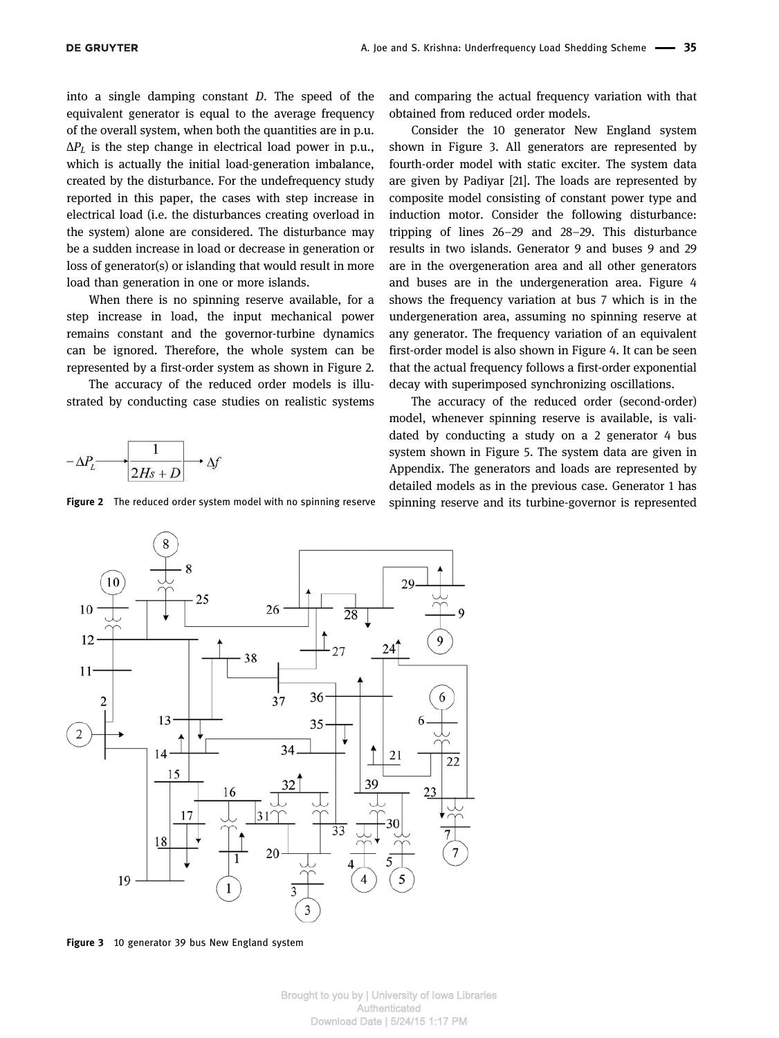into a single damping constant $D$. The speed of the equivalent generator is equal to the average frequency of the overall system, when both the quantities are in p.u. $\Delta P_L$ is the step change in electrical load power in p.u., which is actually the initial load-generation imbalance, created by the disturbance. For the undefrequency study reported in this paper, the cases with step increase in electrical load (i.e. the disturbances creating overload in the system) alone are considered. The disturbance may be a sudden increase in load or decrease in generation or loss of generator(s) or islanding that would result in more load than generation in one or more islands.

When there is no spinning reserve available, for a step increase in load, the input mechanical power remains constant and the governor-turbine dynamics can be ignored. Therefore, the whole system can be represented by a first-order system as shown in Figure 2.

The accuracy of the reduced order models is illustrated by conducting case studies on realistic systems and comparing the actual frequency variation with that obtained from reduced order models.

$$-\Delta P_L \longrightarrow \boxed{\frac{1}{2Hs + D}} \longrightarrow \Delta f$$

**Figure 2** The reduced order system model with no spinning reserve

Consider the 10 generator New England system shown in Figure 3. All generators are represented by fourth-order model with static exciter. The system data are given by Padiyar [21]. The loads are represented by composite model consisting of constant power type and induction motor. Consider the following disturbance: tripping of lines 26–29 and 28–29. This disturbance results in two islands. Generator 9 and buses 9 and 29 are in the overgeneration area and all other generators and buses are in the undergeneration area. Figure 4 shows the frequency variation at bus 7 which is in the undergeneration area, assuming no spinning reserve at any generator. The frequency variation of an equivalent first-order model is also shown in Figure 4. It can be seen that the actual frequency follows a first-order exponential decay with superimposed synchronizing oscillations.

The accuracy of the reduced order (second-order) model, whenever spinning reserve is available, is validated by conducting a study on a 2 generator 4 bus system shown in Figure 5. The system data are given in Appendix. The generators and loads are represented by detailed models as in the previous case. Generator 1 has spinning reserve and its turbine-governor is represented

**Figure 3** 10 generator 39 bus New England system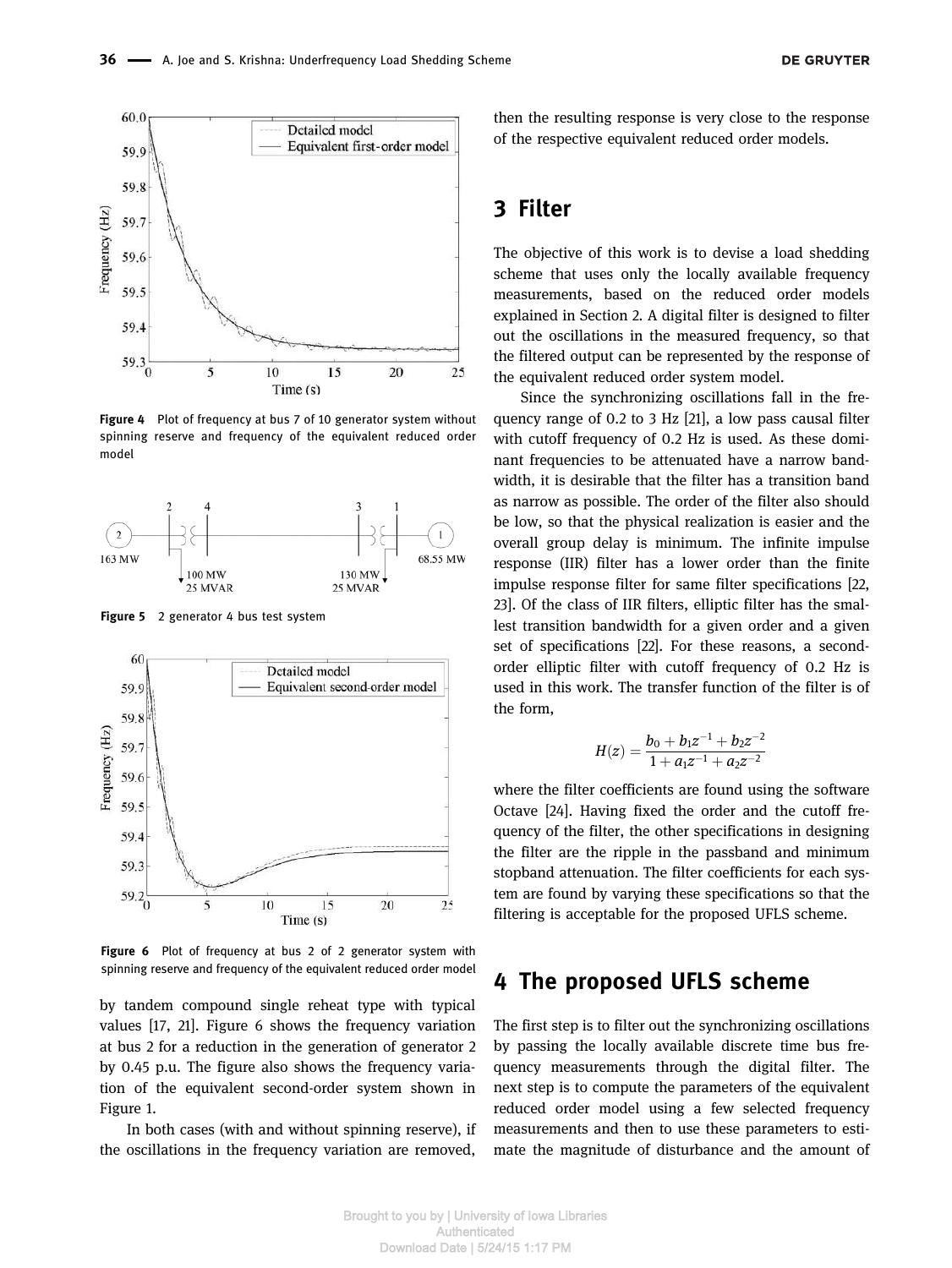Figure 4 Plot of frequency at bus 7 of 10 generator system without spinning reserve and frequency of the equivalent reduced order model

Figure 5 2 generator 4 bus test system

Figure 6 Plot of frequency at bus 2 of 2 generator system with spinning reserve and frequency of the equivalent reduced order model

by tandem compound single reheat type with typical values [17, 21]. Figure 6 shows the frequency variation at bus 2 for a reduction in the generation of generator 2 by 0.45 p.u. The figure also shows the frequency variation of the equivalent second-order system shown in Figure 1.

In both cases (with and without spinning reserve), if the oscillations in the frequency variation are removed, then the resulting response is very close to the response of the respective equivalent reduced order models.

## 3 Filter

The objective of this work is to devise a load shedding scheme that uses only the locally available frequency measurements, based on the reduced order models explained in Section 2. A digital filter is designed to filter out the oscillations in the measured frequency, so that the filtered output can be represented by the response of the equivalent reduced order system model.

Since the synchronizing oscillations fall in the frequency range of 0.2 to 3 Hz [21], a low pass causal filter with cutoff frequency of 0.2 Hz is used. As these dominant frequencies to be attenuated have a narrow bandwidth, it is desirable that the filter has a transition band as narrow as possible. The order of the filter also should be low, so that the physical realization is easier and the overall group delay is minimum. The infinite impulse response (IIR) filter has a lower order than the finite impulse response filter for same filter specifications [22, 23]. Of the class of IIR filters, elliptic filter has the smallest transition bandwidth for a given order and a given set of specifications [22]. For these reasons, a second-order elliptic filter with cutoff frequency of 0.2 Hz is used in this work. The transfer function of the filter is of the form,

$$H(z) = \frac{b_0 + b_1 z^{-1} + b_2 z^{-2}}{1 + a_1 z^{-1} + a_2 z^{-2}}$$

where the filter coefficients are found using the software Octave [24]. Having fixed the order and the cutoff frequency of the filter, the other specifications in designing the filter are the ripple in the passband and minimum stopband attenuation. The filter coefficients for each system are found by varying these specifications so that the filtering is acceptable for the proposed UFLS scheme.

## 4 The proposed UFLS scheme

The first step is to filter out the synchronizing oscillations by passing the locally available discrete time bus frequency measurements through the digital filter. The next step is to compute the parameters of the equivalent reduced order model using a few selected frequency measurements and then to use these parameters to estimate the magnitude of disturbance and the amount of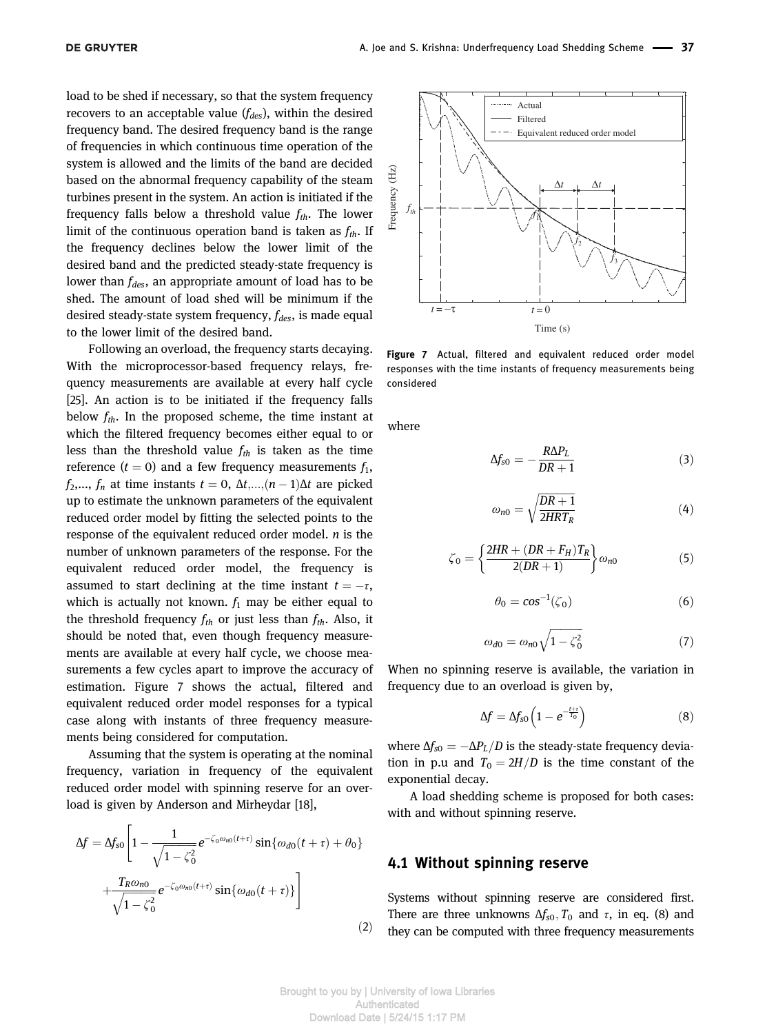load to be shed if necessary, so that the system frequency recovers to an acceptable value ($f_{des}$), within the desired frequency band. The desired frequency band is the range of frequencies in which continuous time operation of the system is allowed and the limits of the band are decided based on the abnormal frequency capability of the steam turbines present in the system. An action is initiated if the frequency falls below a threshold value $f_{th}$. The lower limit of the continuous operation band is taken as $f_{th}$. If the frequency declines below the lower limit of the desired band and the predicted steady-state frequency is lower than $f_{des}$, an appropriate amount of load has to be shed. The amount of load shed will be minimum if the desired steady-state system frequency, $f_{des}$, is made equal to the lower limit of the desired band.

Following an overload, the frequency starts decaying. With the microprocessor-based frequency relays, frequency measurements are available at every half cycle [25]. An action is to be initiated if the frequency falls below $f_{th}$. In the proposed scheme, the time instant at which the filtered frequency becomes either equal to or less than the threshold value $f_{th}$ is taken as the time reference ($t = 0$) and a few frequency measurements $f_1$, $f_2$,..., $f_n$ at time instants $t = 0$, $\Delta t$,...,$(n-1)\Delta t$ are picked up to estimate the unknown parameters of the equivalent reduced order model by fitting the selected points to the response of the equivalent reduced order model. $n$ is the number of unknown parameters of the response. For the equivalent reduced order model, the frequency is assumed to start declining at the time instant $t = -\tau$, which is actually not known. $f_1$ may be either equal to the threshold frequency $f_{th}$ or just less than $f_{th}$. Also, it should be noted that, even though frequency measurements are available at every half cycle, we choose measurements a few cycles apart to improve the accuracy of estimation. Figure 7 shows the actual, filtered and equivalent reduced order model responses for a typical case along with instants of three frequency measurements being considered for computation.

Figure 7 Actual, filtered and equivalent reduced order model responses with the time instants of frequency measurements being considered

Assuming that the system is operating at the nominal frequency, variation in frequency of the equivalent reduced order model with spinning reserve for an overload is given by Anderson and Mirheydar [18],

$$\Delta f = \Delta f_{s0}\left[1 - \frac{1}{\sqrt{1-\zeta_0^2}} e^{-\zeta_0\omega_{n0}(t+\tau)} \sin\{\omega_{d0}(t+\tau)+\theta_0\} + \frac{T_R\omega_{n0}}{\sqrt{1-\zeta_0^2}} e^{-\zeta_0\omega_{n0}(t+\tau)} \sin\{\omega_{d0}(t+\tau)\}\right] \tag{2}$$

where

$$\Delta f_{s0} = -\frac{R\Delta P_L}{DR+1} \tag{3}$$

$$\omega_{n0} = \sqrt{\frac{DR+1}{2HRT_R}} \tag{4}$$

$$\zeta_0 = \left\{\frac{2HR + (DR+F_H)T_R}{2(DR+1)}\right\}\omega_{n0} \tag{5}$$

$$\theta_0 = cos^{-1}(\zeta_0) \tag{6}$$

$$\omega_{d0} = \omega_{n0}\sqrt{1-\zeta_0^2} \tag{7}$$

When no spinning reserve is available, the variation in frequency due to an overload is given by,

$$\Delta f = \Delta f_{s0}\left(1 - e^{-\frac{t+\tau}{T_0}}\right) \tag{8}$$

where $\Delta f_{s0} = -\Delta P_L/D$ is the steady-state frequency deviation in p.u and $T_0 = 2H/D$ is the time constant of the exponential decay.

A load shedding scheme is proposed for both cases: with and without spinning reserve.

## 4.1 Without spinning reserve

Systems without spinning reserve are considered first. There are three unknowns $\Delta f_{s0}, T_0$ and $\tau$, in eq. (8) and they can be computed with three frequency measurements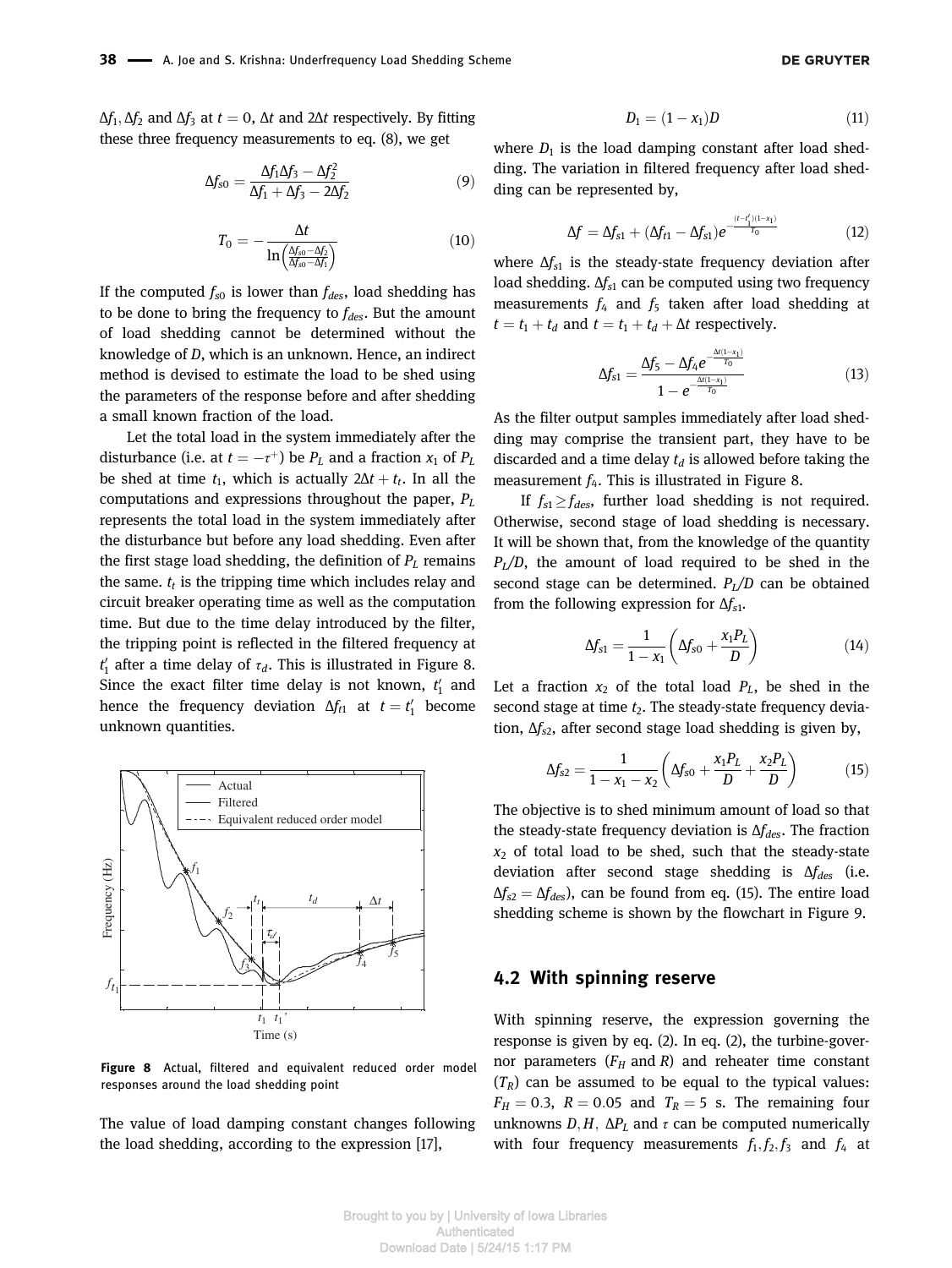$\Delta f_1, \Delta f_2$ and $\Delta f_3$ at $t = 0$, $\Delta t$ and $2\Delta t$ respectively. By fitting these three frequency measurements to eq. (8), we get

$$\Delta f_{s0} = \frac{\Delta f_1 \Delta f_3 - \Delta f_2^2}{\Delta f_1 + \Delta f_3 - 2\Delta f_2} \tag{9}$$

$$T_0 = -\frac{\Delta t}{\ln\left(\frac{\Delta f_{s0} - \Delta f_2}{\Delta f_{s0} - \Delta f_1}\right)} \tag{10}$$

If the computed $f_{s0}$ is lower than $f_{des}$, load shedding has to be done to bring the frequency to $f_{des}$. But the amount of load shedding cannot be determined without the knowledge of $D$, which is an unknown. Hence, an indirect method is devised to estimate the load to be shed using the parameters of the response before and after shedding a small known fraction of the load.

Let the total load in the system immediately after the disturbance (i.e. at $t = -\tau^+$) be $P_L$ and a fraction $x_1$ of $P_L$ be shed at time $t_1$, which is actually $2\Delta t + t_t$. In all the computations and expressions throughout the paper, $P_L$ represents the total load in the system immediately after the disturbance but before any load shedding. Even after the first stage load shedding, the definition of $P_L$ remains the same. $t_t$ is the tripping time which includes relay and circuit breaker operating time as well as the computation time. But due to the time delay introduced by the filter, the tripping point is reflected in the filtered frequency at $t_1'$ after a time delay of $\tau_d$. This is illustrated in Figure 8. Since the exact filter time delay is not known, $t_1'$ and hence the frequency deviation $\Delta f_{t1}$ at $t = t_1'$ become unknown quantities.

**Figure 8** Actual, filtered and equivalent reduced order model responses around the load shedding point

The value of load damping constant changes following the load shedding, according to the expression [17],

$$D_1 = (1 - x_1)D \tag{11}$$

where $D_1$ is the load damping constant after load shedding. The variation in filtered frequency after load shedding can be represented by,

$$\Delta f = \Delta f_{s1} + (\Delta f_{t1} - \Delta f_{s1})e^{-\frac{(t - t_1')(1 - x_1)}{T_0}} \tag{12}$$

where $\Delta f_{s1}$ is the steady-state frequency deviation after load shedding. $\Delta f_{s1}$ can be computed using two frequency measurements $f_4$ and $f_5$ taken after load shedding at $t = t_1 + t_d$ and $t = t_1 + t_d + \Delta t$ respectively.

$$\Delta f_{s1} = \frac{\Delta f_5 - \Delta f_4 e^{-\frac{\Delta t(1 - x_1)}{T_0}}}{1 - e^{-\frac{\Delta t(1 - x_1)}{T_0}}} \tag{13}$$

As the filter output samples immediately after load shedding may comprise the transient part, they have to be discarded and a time delay $t_d$ is allowed before taking the measurement $f_4$. This is illustrated in Figure 8.

If $f_{s1} \geq f_{des}$, further load shedding is not required. Otherwise, second stage of load shedding is necessary. It will be shown that, from the knowledge of the quantity $P_L/D$, the amount of load required to be shed in the second stage can be determined. $P_L/D$ can be obtained from the following expression for $\Delta f_{s1}$.

$$\Delta f_{s1} = \frac{1}{1 - x_1}\left(\Delta f_{s0} + \frac{x_1 P_L}{D}\right) \tag{14}$$

Let a fraction $x_2$ of the total load $P_L$, be shed in the second stage at time $t_2$. The steady-state frequency deviation, $\Delta f_{s2}$, after second stage load shedding is given by,

$$\Delta f_{s2} = \frac{1}{1 - x_1 - x_2}\left(\Delta f_{s0} + \frac{x_1 P_L}{D} + \frac{x_2 P_L}{D}\right) \tag{15}$$

The objective is to shed minimum amount of load so that the steady-state frequency deviation is $\Delta f_{des}$. The fraction $x_2$ of total load to be shed, such that the steady-state deviation after second stage shedding is $\Delta f_{des}$ (i.e. $\Delta f_{s2} = \Delta f_{des}$), can be found from eq. (15). The entire load shedding scheme is shown by the flowchart in Figure 9.

## 4.2 With spinning reserve

With spinning reserve, the expression governing the response is given by eq. (2). In eq. (2), the turbine-governor parameters ($F_H$ and $R$) and reheater time constant ($T_R$) can be assumed to be equal to the typical values: $F_H = 0.3$, $R = 0.05$ and $T_R = 5$ s. The remaining four unknowns $D, H, \Delta P_L$ and $\tau$ can be computed numerically with four frequency measurements $f_1, f_2, f_3$ and $f_4$ at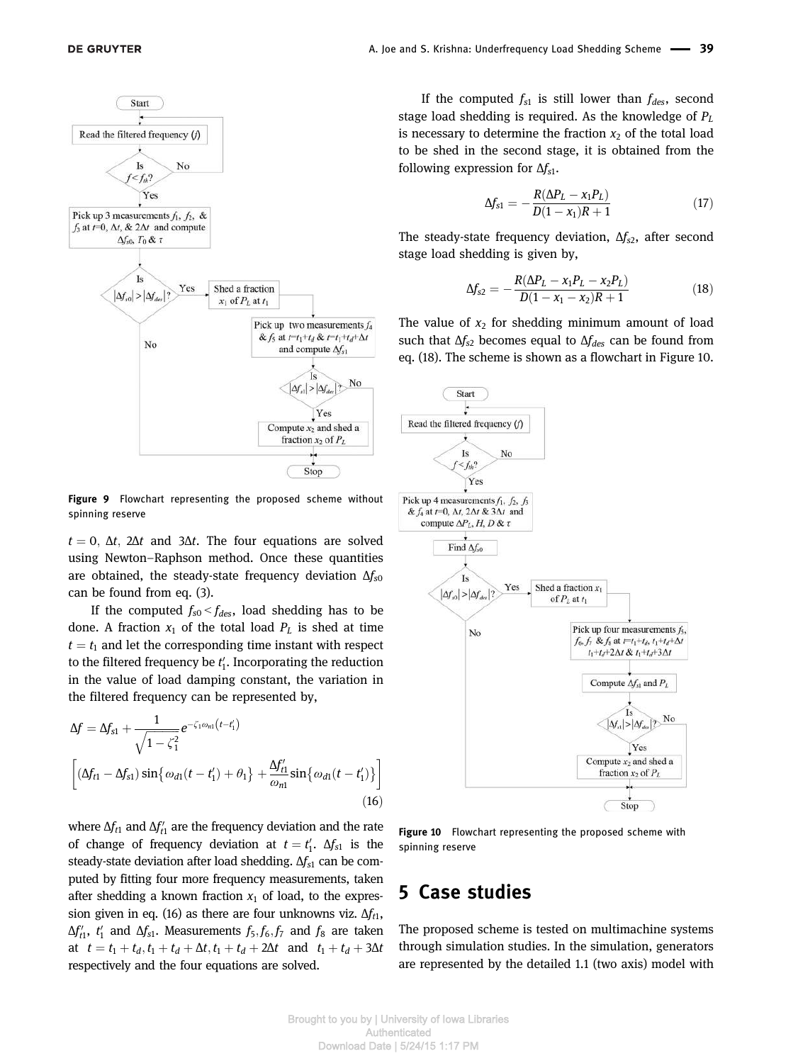Figure 9 Flowchart representing the proposed scheme without spinning reserve

$t = 0$, $\Delta t$, $2\Delta t$ and $3\Delta t$. The four equations are solved using Newton–Raphson method. Once these quantities are obtained, the steady-state frequency deviation $\Delta f_{s0}$ can be found from eq. (3).

If the computed $f_{s0} < f_{des}$, load shedding has to be done. A fraction $x_1$ of the total load $P_L$ is shed at time $t = t_1$ and let the corresponding time instant with respect to the filtered frequency be $t_1'$. Incorporating the reduction in the value of load damping constant, the variation in the filtered frequency can be represented by,

$$\Delta f = \Delta f_{s1} + \frac{1}{\sqrt{1-\zeta_1^2}} e^{-\zeta_1 \omega_{n1}(t-t_1')} \left[ (\Delta f_{t1} - \Delta f_{s1}) \sin\{\omega_{d1}(t-t_1') + \theta_1\} + \frac{\Delta f_{t1}'}{\omega_{n1}} \sin\{\omega_{d1}(t-t_1')\} \right] \tag{16}$$

where $\Delta f_{t1}$ and $\Delta f_{t1}'$ are the frequency deviation and the rate of change of frequency deviation at $t = t_1'$. $\Delta f_{s1}$ is the steady-state deviation after load shedding. $\Delta f_{s1}$ can be computed by fitting four more frequency measurements, taken after shedding a known fraction $x_1$ of load, to the expression given in eq. (16) as there are four unknowns viz. $\Delta f_{t1}$, $\Delta f_{t1}'$, $t_1'$ and $\Delta f_{s1}$. Measurements $f_5, f_6, f_7$ and $f_8$ are taken at $t = t_1 + t_d, t_1 + t_d + \Delta t, t_1 + t_d + 2\Delta t$ and $t_1 + t_d + 3\Delta t$ respectively and the four equations are solved.

If the computed $f_{s1}$ is still lower than $f_{des}$, second stage load shedding is required. As the knowledge of $P_L$ is necessary to determine the fraction $x_2$ of the total load to be shed in the second stage, it is obtained from the following expression for $\Delta f_{s1}$.

$$\Delta f_{s1} = -\frac{R(\Delta P_L - x_1 P_L)}{D(1 - x_1)R + 1} \tag{17}$$

The steady-state frequency deviation, $\Delta f_{s2}$, after second stage load shedding is given by,

$$\Delta f_{s2} = -\frac{R(\Delta P_L - x_1 P_L - x_2 P_L)}{D(1 - x_1 - x_2)R + 1} \tag{18}$$

The value of $x_2$ for shedding minimum amount of load such that $\Delta f_{s2}$ becomes equal to $\Delta f_{des}$ can be found from eq. (18). The scheme is shown as a flowchart in Figure 10.

Figure 10 Flowchart representing the proposed scheme with spinning reserve

## 5 Case studies

The proposed scheme is tested on multimachine systems through simulation studies. In the simulation, generators are represented by the detailed 1.1 (two axis) model with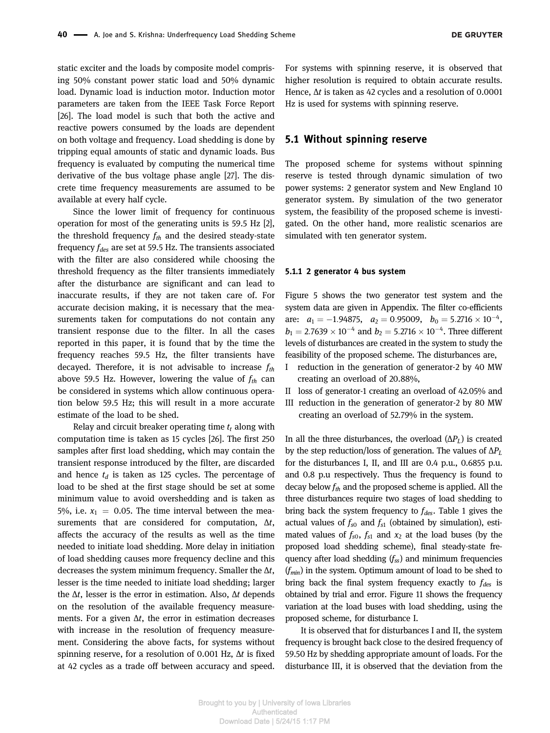static exciter and the loads by composite model comprising 50% constant power static load and 50% dynamic load. Dynamic load is induction motor. Induction motor parameters are taken from the IEEE Task Force Report [26]. The load model is such that both the active and reactive powers consumed by the loads are dependent on both voltage and frequency. Load shedding is done by tripping equal amounts of static and dynamic loads. Bus frequency is evaluated by computing the numerical time derivative of the bus voltage phase angle [27]. The discrete time frequency measurements are assumed to be available at every half cycle.

Since the lower limit of frequency for continuous operation for most of the generating units is 59.5 Hz [2], the threshold frequency $f_{th}$ and the desired steady-state frequency $f_{des}$ are set at 59.5 Hz. The transients associated with the filter are also considered while choosing the threshold frequency as the filter transients immediately after the disturbance are significant and can lead to inaccurate results, if they are not taken care of. For accurate decision making, it is necessary that the measurements taken for computations do not contain any transient response due to the filter. In all the cases reported in this paper, it is found that by the time the frequency reaches 59.5 Hz, the filter transients have decayed. Therefore, it is not advisable to increase $f_{th}$ above 59.5 Hz. However, lowering the value of $f_{th}$ can be considered in systems which allow continuous operation below 59.5 Hz; this will result in a more accurate estimate of the load to be shed.

Relay and circuit breaker operating time $t_t$ along with computation time is taken as 15 cycles [26]. The first 250 samples after first load shedding, which may contain the transient response introduced by the filter, are discarded and hence $t_d$ is taken as 125 cycles. The percentage of load to be shed at the first stage should be set at some minimum value to avoid overshedding and is taken as 5%, i.e. $x_1 = 0.05$. The time interval between the measurements that are considered for computation, $\Delta t$, affects the accuracy of the results as well as the time needed to initiate load shedding. More delay in initiation of load shedding causes more frequency decline and this decreases the system minimum frequency. Smaller the $\Delta t$, lesser is the time needed to initiate load shedding; larger the $\Delta t$, lesser is the error in estimation. Also, $\Delta t$ depends on the resolution of the available frequency measurements. For a given $\Delta t$, the error in estimation decreases with increase in the resolution of frequency measurement. Considering the above facts, for systems without spinning reserve, for a resolution of 0.001 Hz, $\Delta t$ is fixed at 42 cycles as a trade off between accuracy and speed. For systems with spinning reserve, it is observed that higher resolution is required to obtain accurate results. Hence, $\Delta t$ is taken as 42 cycles and a resolution of 0.0001 Hz is used for systems with spinning reserve.

## 5.1 Without spinning reserve

The proposed scheme for systems without spinning reserve is tested through dynamic simulation of two power systems: 2 generator system and New England 10 generator system. By simulation of the two generator system, the feasibility of the proposed scheme is investigated. On the other hand, more realistic scenarios are simulated with ten generator system.

### 5.1.1 2 generator 4 bus system

Figure 5 shows the two generator test system and the system data are given in Appendix. The filter co-efficients are: $a_1 = -1.94875$, $a_2 = 0.95009$, $b_0 = 5.2716 \times 10^{-4}$, $b_1 = 2.7639 \times 10^{-4}$ and $b_2 = 5.2716 \times 10^{-4}$. Three different levels of disturbances are created in the system to study the feasibility of the proposed scheme. The disturbances are,

I reduction in the generation of generator-2 by 40 MW creating an overload of 20.88%,

II loss of generator-1 creating an overload of 42.05% and

III reduction in the generation of generator-2 by 80 MW creating an overload of 52.79% in the system.

In all the three disturbances, the overload ($\Delta P_L$) is created by the step reduction/loss of generation. The values of $\Delta P_L$ for the disturbances I, II, and III are 0.4 p.u., 0.6855 p.u. and 0.8 p.u respectively. Thus the frequency is found to decay below $f_{th}$ and the proposed scheme is applied. All the three disturbances require two stages of load shedding to bring back the system frequency to $f_{des}$. Table 1 gives the actual values of $f_{s0}$ and $f_{s1}$ (obtained by simulation), estimated values of $f_{s0}$, $f_{s1}$ and $x_2$ at the load buses (by the proposed load shedding scheme), final steady-state frequency after load shedding ($f_{ss}$) and minimum frequencies ($f_{min}$) in the system. Optimum amount of load to be shed to bring back the final system frequency exactly to $f_{des}$ is obtained by trial and error. Figure 11 shows the frequency variation at the load buses with load shedding, using the proposed scheme, for disturbance I.

It is observed that for disturbances I and II, the system frequency is brought back close to the desired frequency of 59.50 Hz by shedding appropriate amount of loads. For the disturbance III, it is observed that the deviation from the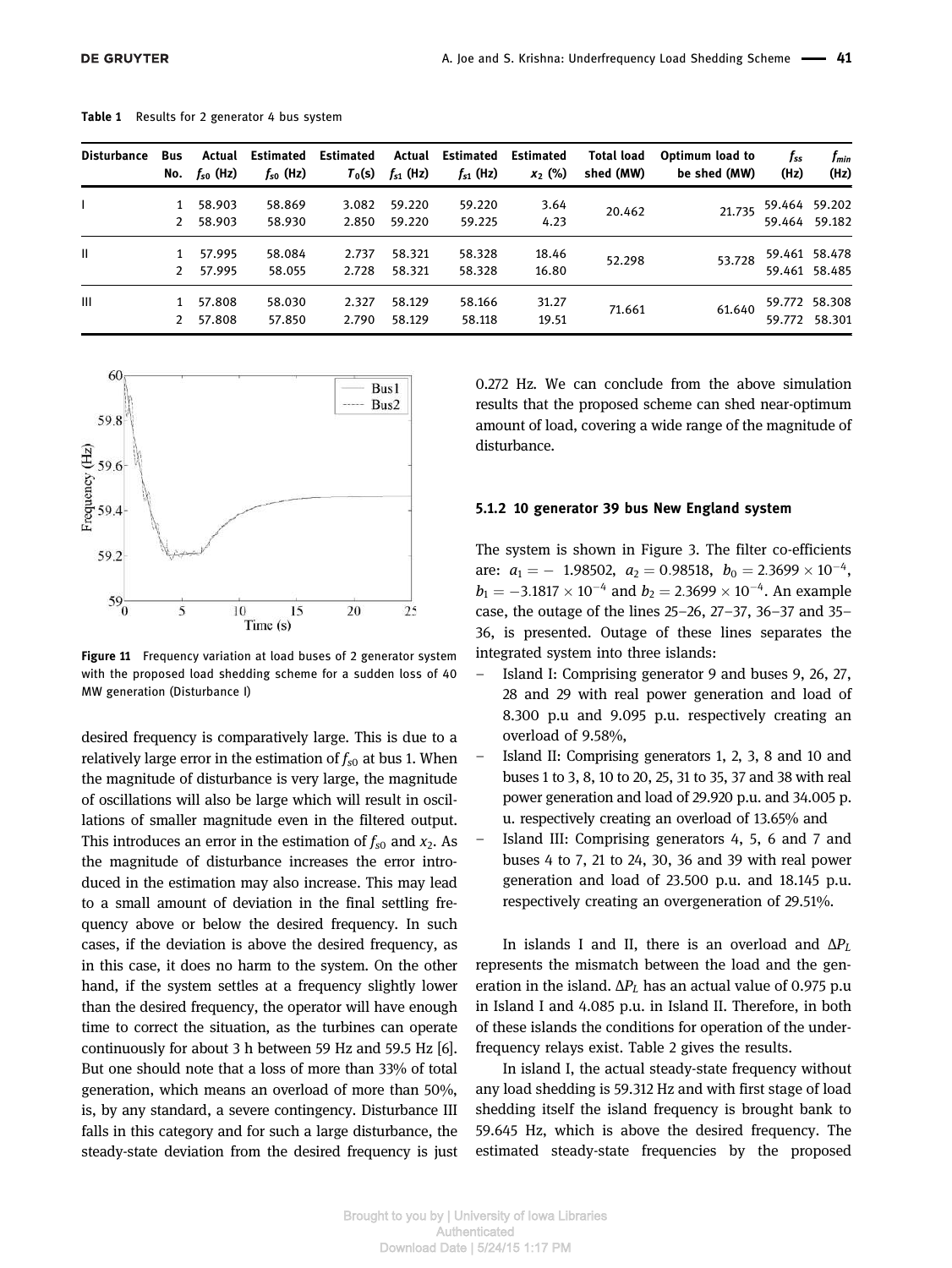**Table 1** Results for 2 generator 4 bus system

| Disturbance | Bus No. | Actual $f_{s0}$ (Hz) | Estimated $f_{s0}$ (Hz) | Estimated $T_0$(s) | Actual $f_{s1}$ (Hz) | Estimated $f_{s1}$ (Hz) | Estimated $x_2$ (%) | Total load shed (MW) | Optimum load to be shed (MW) | $f_{ss}$ (Hz) | $f_{min}$ (Hz) |
|---|---|---|---|---|---|---|---|---|---|---|---|
| I | 1 | 58.903 | 58.869 | 3.082 | 59.220 | 59.220 | 3.64 | 20.462 | 21.735 | 59.464 | 59.202 |
| | 2 | 58.903 | 58.930 | 2.850 | 59.220 | 59.225 | 4.23 | | | 59.464 | 59.182 |
| II | 1 | 57.995 | 58.084 | 2.737 | 58.321 | 58.328 | 18.46 | 52.298 | 53.728 | 59.461 | 58.478 |
| | 2 | 57.995 | 58.055 | 2.728 | 58.321 | 58.328 | 16.80 | | | 59.461 | 58.485 |
| III | 1 | 57.808 | 58.030 | 2.327 | 58.129 | 58.166 | 31.27 | 71.661 | 61.640 | 59.772 | 58.308 |
| | 2 | 57.808 | 57.850 | 2.790 | 58.129 | 58.118 | 19.51 | | | 59.772 | 58.301 |

**Figure 11** Frequency variation at load buses of 2 generator system with the proposed load shedding scheme for a sudden loss of 40 MW generation (Disturbance I)

desired frequency is comparatively large. This is due to a relatively large error in the estimation of $f_{s0}$ at bus 1. When the magnitude of disturbance is very large, the magnitude of oscillations will also be large which will result in oscillations of smaller magnitude even in the filtered output. This introduces an error in the estimation of $f_{s0}$ and $x_2$. As the magnitude of disturbance increases the error introduced in the estimation may also increase. This may lead to a small amount of deviation in the final settling frequency above or below the desired frequency. In such cases, if the deviation is above the desired frequency, as in this case, it does no harm to the system. On the other hand, if the system settles at a frequency slightly lower than the desired frequency, the operator will have enough time to correct the situation, as the turbines can operate continuously for about 3 h between 59 Hz and 59.5 Hz [6]. But one should note that a loss of more than 33% of total generation, which means an overload of more than 50%, is, by any standard, a severe contingency. Disturbance III falls in this category and for such a large disturbance, the steady-state deviation from the desired frequency is just 0.272 Hz. We can conclude from the above simulation results that the proposed scheme can shed near-optimum amount of load, covering a wide range of the magnitude of disturbance.

### 5.1.2 10 generator 39 bus New England system

The system is shown in Figure 3. The filter co-efficients are: $a_1 = -\ 1.98502$, $a_2 = 0.98518$, $b_0 = 2.3699 \times 10^{-4}$, $b_1 = -3.1817 \times 10^{-4}$ and $b_2 = 2.3699 \times 10^{-4}$. An example case, the outage of the lines 25–26, 27–37, 36–37 and 35–36, is presented. Outage of these lines separates the integrated system into three islands:

- Island I: Comprising generator 9 and buses 9, 26, 27, 28 and 29 with real power generation and load of 8.300 p.u and 9.095 p.u. respectively creating an overload of 9.58%,
- Island II: Comprising generators 1, 2, 3, 8 and 10 and buses 1 to 3, 8, 10 to 20, 25, 31 to 35, 37 and 38 with real power generation and load of 29.920 p.u. and 34.005 p.u. respectively creating an overload of 13.65% and
- Island III: Comprising generators 4, 5, 6 and 7 and buses 4 to 7, 21 to 24, 30, 36 and 39 with real power generation and load of 23.500 p.u. and 18.145 p.u. respectively creating an overgeneration of 29.51%.

In islands I and II, there is an overload and $\Delta P_L$ represents the mismatch between the load and the generation in the island. $\Delta P_L$ has an actual value of 0.975 p.u in Island I and 4.085 p.u. in Island II. Therefore, in both of these islands the conditions for operation of the underfrequency relays exist. Table 2 gives the results.

In island I, the actual steady-state frequency without any load shedding is 59.312 Hz and with first stage of load shedding itself the island frequency is brought bank to 59.645 Hz, which is above the desired frequency. The estimated steady-state frequencies by the proposed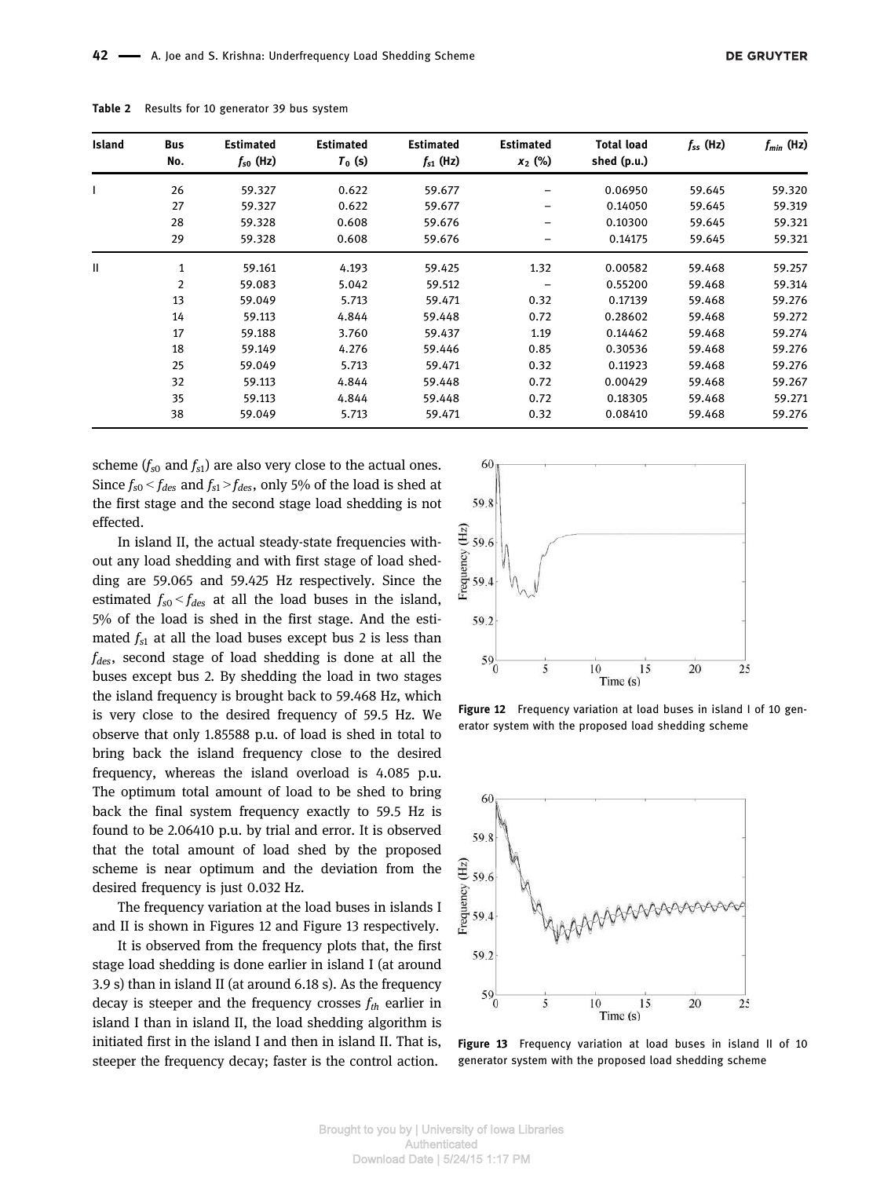**Table 2** Results for 10 generator 39 bus system

| Island | Bus No. | Estimated $f_{s0}$ (Hz) | Estimated $T_0$ (s) | Estimated $f_{s1}$ (Hz) | Estimated $x_2$ (%) | Total load shed (p.u.) | $f_{ss}$ (Hz) | $f_{min}$ (Hz) |
|---|---|---|---|---|---|---|---|---|
| I | 26 | 59.327 | 0.622 | 59.677 | – | 0.06950 | 59.645 | 59.320 |
| | 27 | 59.327 | 0.622 | 59.677 | – | 0.14050 | 59.645 | 59.319 |
| | 28 | 59.328 | 0.608 | 59.676 | – | 0.10300 | 59.645 | 59.321 |
| | 29 | 59.328 | 0.608 | 59.676 | – | 0.14175 | 59.645 | 59.321 |
| II | 1 | 59.161 | 4.193 | 59.425 | 1.32 | 0.00582 | 59.468 | 59.257 |
| | 2 | 59.083 | 5.042 | 59.512 | – | 0.55200 | 59.468 | 59.314 |
| | 13 | 59.049 | 5.713 | 59.471 | 0.32 | 0.17139 | 59.468 | 59.276 |
| | 14 | 59.113 | 4.844 | 59.448 | 0.72 | 0.28602 | 59.468 | 59.272 |
| | 17 | 59.188 | 3.760 | 59.437 | 1.19 | 0.14462 | 59.468 | 59.274 |
| | 18 | 59.149 | 4.276 | 59.446 | 0.85 | 0.30536 | 59.468 | 59.276 |
| | 25 | 59.049 | 5.713 | 59.471 | 0.32 | 0.11923 | 59.468 | 59.276 |
| | 32 | 59.113 | 4.844 | 59.448 | 0.72 | 0.00429 | 59.468 | 59.267 |
| | 35 | 59.113 | 4.844 | 59.448 | 0.72 | 0.18305 | 59.468 | 59.271 |
| | 38 | 59.049 | 5.713 | 59.471 | 0.32 | 0.08410 | 59.468 | 59.276 |

scheme ($f_{s0}$ and $f_{s1}$) are also very close to the actual ones. Since $f_{s0} < f_{des}$ and $f_{s1} > f_{des}$, only 5% of the load is shed at the first stage and the second stage load shedding is not effected.

In island II, the actual steady-state frequencies without any load shedding and with first stage of load shedding are 59.065 and 59.425 Hz respectively. Since the estimated $f_{s0} < f_{des}$ at all the load buses in the island, 5% of the load is shed in the first stage. And the estimated $f_{s1}$ at all the load buses except bus 2 is less than $f_{des}$, second stage of load shedding is done at all the buses except bus 2. By shedding the load in two stages the island frequency is brought back to 59.468 Hz, which is very close to the desired frequency of 59.5 Hz. We observe that only 1.85588 p.u. of load is shed in total to bring back the island frequency close to the desired frequency, whereas the island overload is 4.085 p.u. The optimum total amount of load to be shed to bring back the final system frequency exactly to 59.5 Hz is found to be 2.06410 p.u. by trial and error. It is observed that the total amount of load shed by the proposed scheme is near optimum and the deviation from the desired frequency is just 0.032 Hz.

The frequency variation at the load buses in islands I and II is shown in Figures 12 and Figure 13 respectively.

It is observed from the frequency plots that, the first stage load shedding is done earlier in island I (at around 3.9 s) than in island II (at around 6.18 s). As the frequency decay is steeper and the frequency crosses $f_{th}$ earlier in island I than in island II, the load shedding algorithm is initiated first in the island I and then in island II. That is, steeper the frequency decay; faster is the control action.

**Figure 12** Frequency variation at load buses in island I of 10 generator system with the proposed load shedding scheme

**Figure 13** Frequency variation at load buses in island II of 10 generator system with the proposed load shedding scheme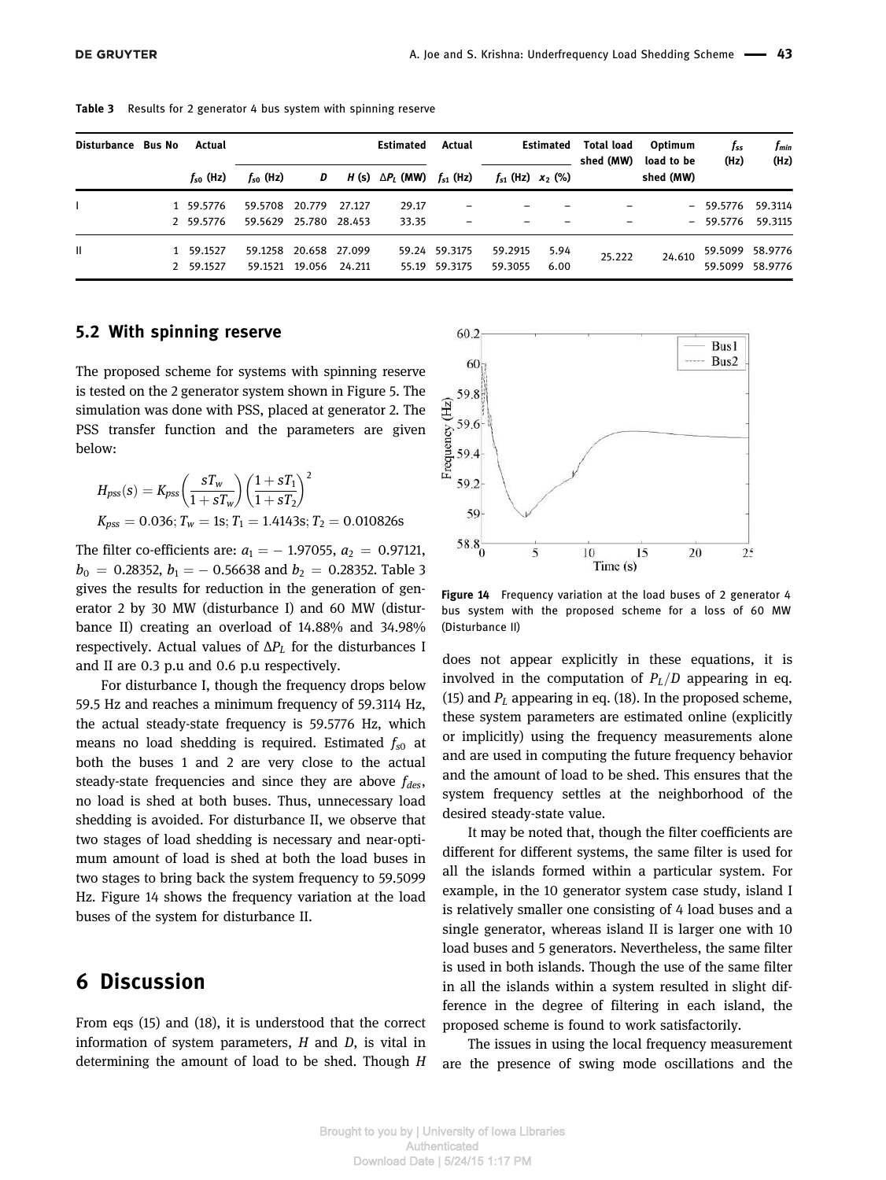**Table 3** Results for 2 generator 4 bus system with spinning reserve

| Disturbance | Bus No | Actual | | | | Estimated | Actual | Estimated | | Total load shed (MW) | Optimum load to be shed (MW) | $f_{ss}$ (Hz) | $f_{min}$ (Hz) |
|---|---|---|---|---|---|---|---|---|---|---|---|---|---|
| | | $f_{s0}$ (Hz) | $f_{s0}$ (Hz) | $D$ | $H$ (s) | $\Delta P_L$ (MW) | $f_{s1}$ (Hz) | $f_{s1}$ (Hz) | $x_2$ (%) | | | | |
| I | 1 | 59.5776 | 59.5708 | 20.779 | 27.127 | 29.17 | – | – | – | – | – | 59.5776 | 59.3114 |
| | 2 | 59.5776 | 59.5629 | 25.780 | 28.453 | 33.35 | – | – | – | – | – | 59.5776 | 59.3115 |
| II | 1 | 59.1527 | 59.1258 | 20.658 | 27.099 | 59.24 | 59.3175 | 59.2915 | 5.94 | 25.222 | 24.610 | 59.5099 | 58.9776 |
| | 2 | 59.1527 | 59.1521 | 19.056 | 24.211 | 55.19 | 59.3175 | 59.3055 | 6.00 | | | 59.5099 | 58.9776 |

## 5.2 With spinning reserve

The proposed scheme for systems with spinning reserve is tested on the 2 generator system shown in Figure 5. The simulation was done with PSS, placed at generator 2. The PSS transfer function and the parameters are given below:

$$H_{pss}(s) = K_{pss}\left(\frac{sT_w}{1+sT_w}\right)\left(\frac{1+sT_1}{1+sT_2}\right)^2$$

$$K_{pss} = 0.036;\ T_w = 1\text{s};\ T_1 = 1.4143\text{s};\ T_2 = 0.010826\text{s}$$

The filter co-efficients are: $a_1 = -1.97055$, $a_2 = 0.97121$, $b_0 = 0.28352$, $b_1 = -0.56638$ and $b_2 = 0.28352$. Table 3 gives the results for reduction in the generation of generator 2 by 30 MW (disturbance I) and 60 MW (disturbance II) creating an overload of 14.88% and 34.98% respectively. Actual values of $\Delta P_L$ for the disturbances I and II are 0.3 p.u and 0.6 p.u respectively.

For disturbance I, though the frequency drops below 59.5 Hz and reaches a minimum frequency of 59.3114 Hz, the actual steady-state frequency is 59.5776 Hz, which means no load shedding is required. Estimated $f_{s0}$ at both the buses 1 and 2 are very close to the actual steady-state frequencies and since they are above $f_{des}$, no load is shed at both buses. Thus, unnecessary load shedding is avoided. For disturbance II, we observe that two stages of load shedding is necessary and near-optimum amount of load is shed at both the load buses in two stages to bring back the system frequency to 59.5099 Hz. Figure 14 shows the frequency variation at the load buses of the system for disturbance II.

**Figure 14** Frequency variation at the load buses of 2 generator 4 bus system with the proposed scheme for a loss of 60 MW (Disturbance II)

# 6 Discussion

From eqs (15) and (18), it is understood that the correct information of system parameters, $H$ and $D$, is vital in determining the amount of load to be shed. Though $H$ does not appear explicitly in these equations, it is involved in the computation of $P_L/D$ appearing in eq. (15) and $P_L$ appearing in eq. (18). In the proposed scheme, these system parameters are estimated online (explicitly or implicitly) using the frequency measurements alone and are used in computing the future frequency behavior and the amount of load to be shed. This ensures that the system frequency settles at the neighborhood of the desired steady-state value.

It may be noted that, though the filter coefficients are different for different systems, the same filter is used for all the islands formed within a particular system. For example, in the 10 generator system case study, island I is relatively smaller one consisting of 4 load buses and a single generator, whereas island II is larger one with 10 load buses and 5 generators. Nevertheless, the same filter is used in both islands. Though the use of the same filter in all the islands within a system resulted in slight difference in the degree of filtering in each island, the proposed scheme is found to work satisfactorily.

The issues in using the local frequency measurement are the presence of swing mode oscillations and the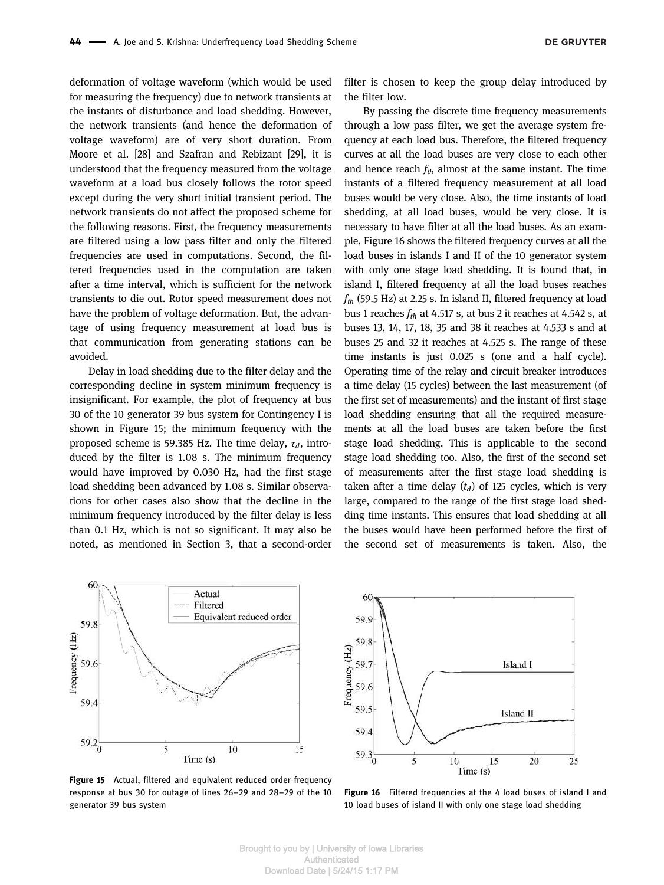deformation of voltage waveform (which would be used for measuring the frequency) due to network transients at the instants of disturbance and load shedding. However, the network transients (and hence the deformation of voltage waveform) are of very short duration. From Moore et al. [28] and Szafran and Rebizant [29], it is understood that the frequency measured from the voltage waveform at a load bus closely follows the rotor speed except during the very short initial transient period. The network transients do not affect the proposed scheme for the following reasons. First, the frequency measurements are filtered using a low pass filter and only the filtered frequencies are used in computations. Second, the filtered frequencies used in the computation are taken after a time interval, which is sufficient for the network transients to die out. Rotor speed measurement does not have the problem of voltage deformation. But, the advantage of using frequency measurement at load bus is that communication from generating stations can be avoided.

Delay in load shedding due to the filter delay and the corresponding decline in system minimum frequency is insignificant. For example, the plot of frequency at bus 30 of the 10 generator 39 bus system for Contingency I is shown in Figure 15; the minimum frequency with the proposed scheme is 59.385 Hz. The time delay, $\tau_d$, introduced by the filter is 1.08 s. The minimum frequency would have improved by 0.030 Hz, had the first stage load shedding been advanced by 1.08 s. Similar observations for other cases also show that the decline in the minimum frequency introduced by the filter delay is less than 0.1 Hz, which is not so significant. It may also be noted, as mentioned in Section 3, that a second-order filter is chosen to keep the group delay introduced by the filter low.

By passing the discrete time frequency measurements through a low pass filter, we get the average system frequency at each load bus. Therefore, the filtered frequency curves at all the load buses are very close to each other and hence reach $f_{th}$ almost at the same instant. The time instants of a filtered frequency measurement at all load buses would be very close. Also, the time instants of load shedding, at all load buses, would be very close. It is necessary to have filter at all the load buses. As an example, Figure 16 shows the filtered frequency curves at all the load buses in islands I and II of the 10 generator system with only one stage load shedding. It is found that, in island I, filtered frequency at all the load buses reaches $f_{th}$ (59.5 Hz) at 2.25 s. In island II, filtered frequency at load bus 1 reaches $f_{th}$ at 4.517 s, at bus 2 it reaches at 4.542 s, at buses 13, 14, 17, 18, 35 and 38 it reaches at 4.533 s and at buses 25 and 32 it reaches at 4.525 s. The range of these time instants is just 0.025 s (one and a half cycle). Operating time of the relay and circuit breaker introduces a time delay (15 cycles) between the last measurement (of the first set of measurements) and the instant of first stage load shedding ensuring that all the required measurements at all the load buses are taken before the first stage load shedding. This is applicable to the second stage load shedding too. Also, the first of the second set of measurements after the first stage load shedding is taken after a time delay ($t_d$) of 125 cycles, which is very large, compared to the range of the first stage load shedding time instants. This ensures that load shedding at all the buses would have been performed before the first of the second set of measurements is taken. Also, the

**Figure 15** Actual, filtered and equivalent reduced order frequency response at bus 30 for outage of lines 26–29 and 28–29 of the 10 generator 39 bus system

**Figure 16** Filtered frequencies at the 4 load buses of island I and 10 load buses of island II with only one stage load shedding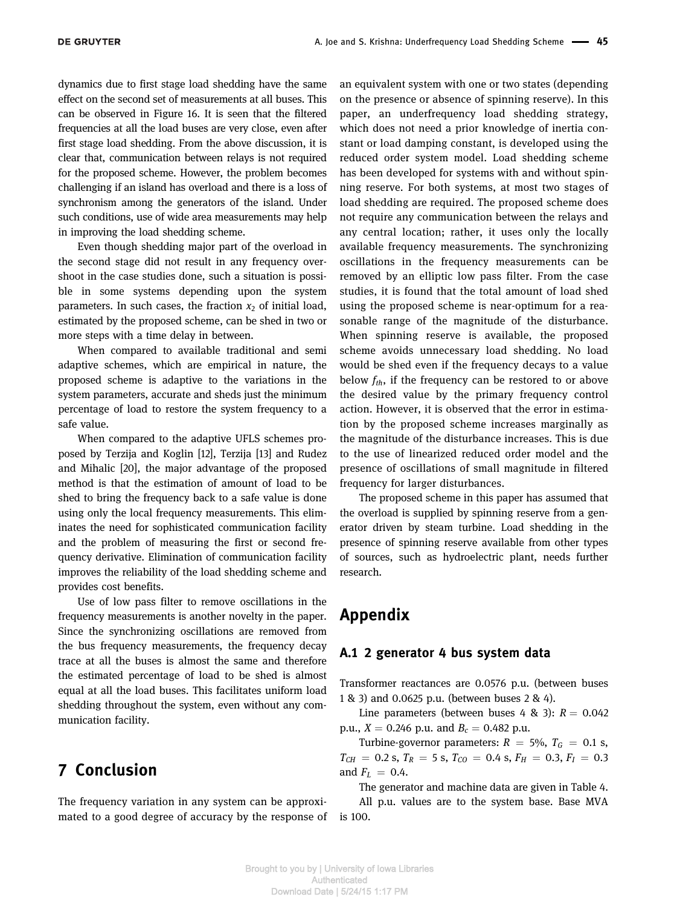dynamics due to first stage load shedding have the same effect on the second set of measurements at all buses. This can be observed in Figure 16. It is seen that the filtered frequencies at all the load buses are very close, even after first stage load shedding. From the above discussion, it is clear that, communication between relays is not required for the proposed scheme. However, the problem becomes challenging if an island has overload and there is a loss of synchronism among the generators of the island. Under such conditions, use of wide area measurements may help in improving the load shedding scheme.

Even though shedding major part of the overload in the second stage did not result in any frequency overshoot in the case studies done, such a situation is possible in some systems depending upon the system parameters. In such cases, the fraction $x_2$ of initial load, estimated by the proposed scheme, can be shed in two or more steps with a time delay in between.

When compared to available traditional and semi adaptive schemes, which are empirical in nature, the proposed scheme is adaptive to the variations in the system parameters, accurate and sheds just the minimum percentage of load to restore the system frequency to a safe value.

When compared to the adaptive UFLS schemes proposed by Terzija and Koglin [12], Terzija [13] and Rudez and Mihalic [20], the major advantage of the proposed method is that the estimation of amount of load to be shed to bring the frequency back to a safe value is done using only the local frequency measurements. This eliminates the need for sophisticated communication facility and the problem of measuring the first or second frequency derivative. Elimination of communication facility improves the reliability of the load shedding scheme and provides cost benefits.

Use of low pass filter to remove oscillations in the frequency measurements is another novelty in the paper. Since the synchronizing oscillations are removed from the bus frequency measurements, the frequency decay trace at all the buses is almost the same and therefore the estimated percentage of load to be shed is almost equal at all the load buses. This facilitates uniform load shedding throughout the system, even without any communication facility.

## 7 Conclusion

The frequency variation in any system can be approximated to a good degree of accuracy by the response of an equivalent system with one or two states (depending on the presence or absence of spinning reserve). In this paper, an underfrequency load shedding strategy, which does not need a prior knowledge of inertia constant or load damping constant, is developed using the reduced order system model. Load shedding scheme has been developed for systems with and without spinning reserve. For both systems, at most two stages of load shedding are required. The proposed scheme does not require any communication between the relays and any central location; rather, it uses only the locally available frequency measurements. The synchronizing oscillations in the frequency measurements can be removed by an elliptic low pass filter. From the case studies, it is found that the total amount of load shed using the proposed scheme is near-optimum for a reasonable range of the magnitude of the disturbance. When spinning reserve is available, the proposed scheme avoids unnecessary load shedding. No load would be shed even if the frequency decays to a value below $f_{th}$, if the frequency can be restored to or above the desired value by the primary frequency control action. However, it is observed that the error in estimation by the proposed scheme increases marginally as the magnitude of the disturbance increases. This is due to the use of linearized reduced order model and the presence of oscillations of small magnitude in filtered frequency for larger disturbances.

The proposed scheme in this paper has assumed that the overload is supplied by spinning reserve from a generator driven by steam turbine. Load shedding in the presence of spinning reserve available from other types of sources, such as hydroelectric plant, needs further research.

## Appendix

### A.1 2 generator 4 bus system data

Transformer reactances are 0.0576 p.u. (between buses 1 & 3) and 0.0625 p.u. (between buses 2 & 4).

Line parameters (between buses 4 & 3): $R = 0.042$ p.u., $X = 0.246$ p.u. and $B_c = 0.482$ p.u.

Turbine-governor parameters: $R = 5\%$, $T_G = 0.1$ s, $T_{CH} = 0.2$ s, $T_R = 5$ s, $T_{CO} = 0.4$ s, $F_H = 0.3$, $F_I = 0.3$ and $F_L = 0.4$.

The generator and machine data are given in Table 4.

All p.u. values are to the system base. Base MVA is 100.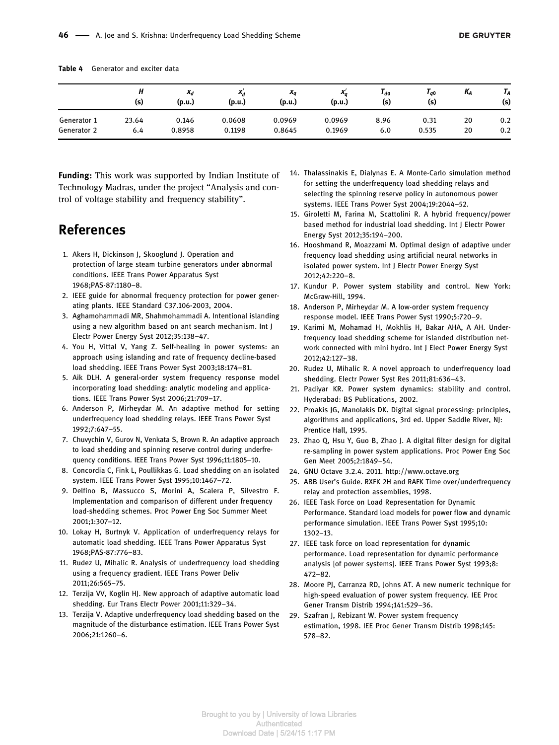**Table 4** Generator and exciter data

| | $H$ (s) | $x_d$ (p.u.) | $x'_d$ (p.u.) | $x_q$ (p.u.) | $x'_q$ (p.u.) | $T_{d0}$ (s) | $T_{q0}$ (s) | $K_A$ | $T_A$ (s) |
|---|---|---|---|---|---|---|---|---|---|
| Generator 1 | 23.64 | 0.146 | 0.0608 | 0.0969 | 0.0969 | 8.96 | 0.31 | 20 | 0.2 |
| Generator 2 | 6.4 | 0.8958 | 0.1198 | 0.8645 | 0.1969 | 6.0 | 0.535 | 20 | 0.2 |

**Funding:** This work was supported by Indian Institute of Technology Madras, under the project "Analysis and control of voltage stability and frequency stability".

## References

1. Akers H, Dickinson J, Skooglund J. Operation and protection of large steam turbine generators under abnormal conditions. IEEE Trans Power Apparatus Syst 1968;PAS-87:1180–8.
2. IEEE guide for abnormal frequency protection for power generating plants. IEEE Standard C37.106-2003, 2004.
3. Aghamohammadi MR, Shahmohammadi A. Intentional islanding using a new algorithm based on ant search mechanism. Int J Electr Power Energy Syst 2012;35:138–47.
4. You H, Vittal V, Yang Z. Self-healing in power systems: an approach using islanding and rate of frequency decline-based load shedding. IEEE Trans Power Syst 2003;18:174–81.
5. Aik DLH. A general-order system frequency response model incorporating load shedding: analytic modeling and applications. IEEE Trans Power Syst 2006;21:709–17.
6. Anderson P, Mirheydar M. An adaptive method for setting underfrequency load shedding relays. IEEE Trans Power Syst 1992;7:647–55.
7. Chuvychin V, Gurov N, Venkata S, Brown R. An adaptive approach to load shedding and spinning reserve control during underfrequency conditions. IEEE Trans Power Syst 1996;11:1805–10.
8. Concordia C, Fink L, Poullikkas G. Load shedding on an isolated system. IEEE Trans Power Syst 1995;10:1467–72.
9. Delfino B, Massucco S, Morini A, Scalera P, Silvestro F. Implementation and comparison of different under frequency load-shedding schemes. Proc Power Eng Soc Summer Meet 2001;1:307–12.
10. Lokay H, Burtnyk V. Application of underfrequency relays for automatic load shedding. IEEE Trans Power Apparatus Syst 1968;PAS-87:776–83.
11. Rudez U, Mihalic R. Analysis of underfrequency load shedding using a frequency gradient. IEEE Trans Power Deliv 2011;26:565–75.
12. Terzija VV, Koglin HJ. New approach of adaptive automatic load shedding. Eur Trans Electr Power 2001;11:329–34.
13. Terzija V. Adaptive underfrequency load shedding based on the magnitude of the disturbance estimation. IEEE Trans Power Syst 2006;21:1260–6.
14. Thalassinakis E, Dialynas E. A Monte-Carlo simulation method for setting the underfrequency load shedding relays and selecting the spinning reserve policy in autonomous power systems. IEEE Trans Power Syst 2004;19:2044–52.
15. Giroletti M, Farina M, Scattolini R. A hybrid frequency/power based method for industrial load shedding. Int J Electr Power Energy Syst 2012;35:194–200.
16. Hooshmand R, Moazzami M. Optimal design of adaptive under frequency load shedding using artificial neural networks in isolated power system. Int J Electr Power Energy Syst 2012;42:220–8.
17. Kundur P. Power system stability and control. New York: McGraw-Hill, 1994.
18. Anderson P, Mirheydar M. A low-order system frequency response model. IEEE Trans Power Syst 1990;5:720–9.
19. Karimi M, Mohamad H, Mokhlis H, Bakar AHA, A AH. Underfrequency load shedding scheme for islanded distribution network connected with mini hydro. Int J Elect Power Energy Syst 2012;42:127–38.
20. Rudez U, Mihalic R. A novel approach to underfrequency load shedding. Electr Power Syst Res 2011;81:636–43.
21. Padiyar KR. Power system dynamics: stability and control. Hyderabad: BS Publications, 2002.
22. Proakis JG, Manolakis DK. Digital signal processing: principles, algorithms and applications, 3rd ed. Upper Saddle River, NJ: Prentice Hall, 1995.
23. Zhao Q, Hsu Y, Guo B, Zhao J. A digital filter design for digital re-sampling in power system applications. Proc Power Eng Soc Gen Meet 2005;2:1849–54.
24. GNU Octave 3.2.4. 2011. http://www.octave.org
25. ABB User's Guide. RXFK 2H and RAFK Time over/underfrequency relay and protection assemblies, 1998.
26. IEEE Task Force on Load Representation for Dynamic Performance. Standard load models for power flow and dynamic performance simulation. IEEE Trans Power Syst 1995;10: 1302–13.
27. IEEE task force on load representation for dynamic performance. Load representation for dynamic performance analysis [of power systems]. IEEE Trans Power Syst 1993;8: 472–82.
28. Moore PJ, Carranza RD, Johns AT. A new numeric technique for high-speed evaluation of power system frequency. IEE Proc Gener Transm Distrib 1994;141:529–36.
29. Szafran J, Rebizant W. Power system frequency estimation, 1998. IEE Proc Gener Transm Distrib 1998;145: 578–82.